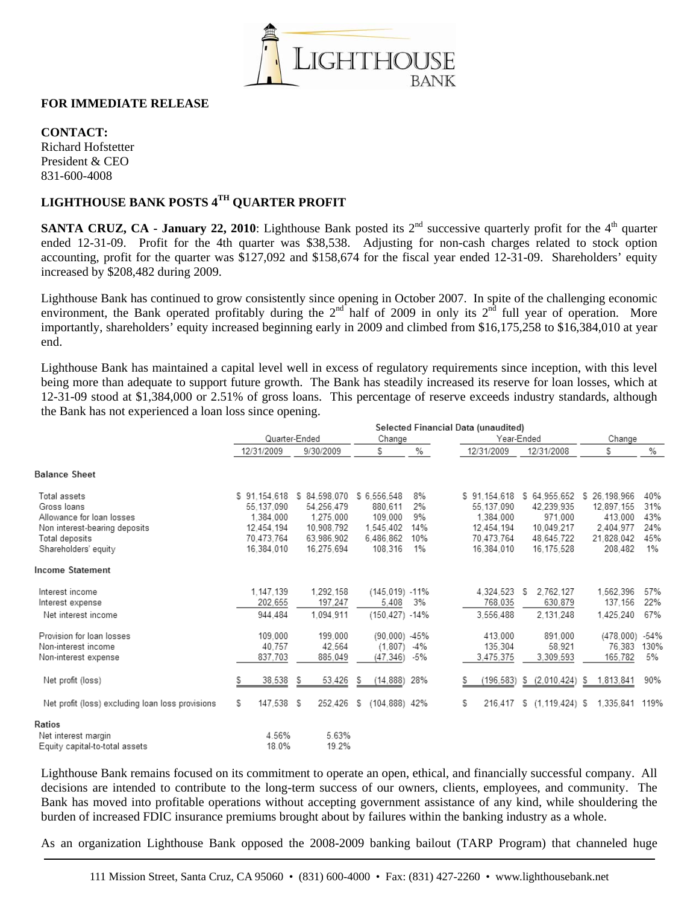**FOR IMMEDIATE RELEASE**

**CONTACT:**
Richard Hofstetter
President & CEO
831-600-4008

## LIGHTHOUSE BANK POSTS 4TH QUARTER PROFIT

**SANTA CRUZ, CA - January 22, 2010**: Lighthouse Bank posted its 2nd successive quarterly profit for the 4th quarter ended 12-31-09. Profit for the 4th quarter was $38,538. Adjusting for non-cash charges related to stock option accounting, profit for the quarter was $127,092 and $158,674 for the fiscal year ended 12-31-09. Shareholders' equity increased by $208,482 during 2009.

Lighthouse Bank has continued to grow consistently since opening in October 2007. In spite of the challenging economic environment, the Bank operated profitably during the 2nd half of 2009 in only its 2nd full year of operation. More importantly, shareholders' equity increased beginning early in 2009 and climbed from $16,175,258 to $16,384,010 at year end.

Lighthouse Bank has maintained a capital level well in excess of regulatory requirements since inception, with this level being more than adequate to support future growth. The Bank has steadily increased its reserve for loan losses, which at 12-31-09 stood at $1,384,000 or 2.51% of gross loans. This percentage of reserve exceeds industry standards, although the Bank has not experienced a loan loss since opening.

**Selected Financial Data (unaudited)**

| | Quarter-Ended | | Change | | Year-Ended | | Change | |
|---|---|---|---|---|---|---|---|---|
| | 12/31/2009 | 9/30/2009 | $ | % | 12/31/2009 | 12/31/2008 | $ | % |
| **Balance Sheet** | | | | | | | | |
| Total assets | $ 91,154,618 | $ 84,598,070 | $ 6,556,548 | 8% | $ 91,154,618 | $ 64,955,652 | $ 26,198,966 | 40% |
| Gross loans | 55,137,090 | 54,256,479 | 880,611 | 2% | 55,137,090 | 42,239,935 | 12,897,155 | 31% |
| Allowance for loan losses | 1,384,000 | 1,275,000 | 109,000 | 9% | 1,384,000 | 971,000 | 413,000 | 43% |
| Non interest-bearing deposits | 12,454,194 | 10,908,792 | 1,545,402 | 14% | 12,454,194 | 10,049,217 | 2,404,977 | 24% |
| Total deposits | 70,473,764 | 63,986,902 | 6,486,862 | 10% | 70,473,764 | 48,645,722 | 21,828,042 | 45% |
| Shareholders' equity | 16,384,010 | 16,275,694 | 108,316 | 1% | 16,384,010 | 16,175,528 | 208,482 | 1% |
| **Income Statement** | | | | | | | | |
| Interest income | 1,147,139 | 1,292,158 | (145,019) | -11% | 4,324,523 | $ 2,762,127 | 1,562,396 | 57% |
| Interest expense | 202,655 | 197,247 | 5,408 | 3% | 768,035 | 630,879 | 137,156 | 22% |
| Net interest income | 944,484 | 1,094,911 | (150,427) | -14% | 3,556,488 | 2,131,248 | 1,425,240 | 67% |
| Provision for loan losses | 109,000 | 199,000 | (90,000) | -45% | 413,000 | 891,000 | (478,000) | -54% |
| Non-interest income | 40,757 | 42,564 | (1,807) | -4% | 135,304 | 58,921 | 76,383 | 130% |
| Non-interest expense | 837,703 | 885,049 | (47,346) | -5% | 3,475,375 | 3,309,593 | 165,782 | 5% |
| Net profit (loss) | $ 38,538 | $ 53,426 | $ (14,888) | 28% | $ (196,583) | $ (2,010,424) | $ 1,813,841 | 90% |
| Net profit (loss) excluding loan loss provisions | $ 147,538 | $ 252,426 | $ (104,888) | 42% | $ 216,417 | $ (1,119,424) | $ 1,335,841 | 119% |
| **Ratios** | | | | | | | | |
| Net interest margin | 4.56% | 5.63% | | | | | | |
| Equity capital-to-total assets | 18.0% | 19.2% | | | | | | |

Lighthouse Bank remains focused on its commitment to operate an open, ethical, and financially successful company. All decisions are intended to contribute to the long-term success of our owners, clients, employees, and community. The Bank has moved into profitable operations without accepting government assistance of any kind, while shouldering the burden of increased FDIC insurance premiums brought about by failures within the banking industry as a whole.

As an organization Lighthouse Bank opposed the 2008-2009 banking bailout (TARP Program) that channeled huge

111 Mission Street, Santa Cruz, CA 95060 • (831) 600-4000 • Fax: (831) 427-2260 • www.lighthousebank.net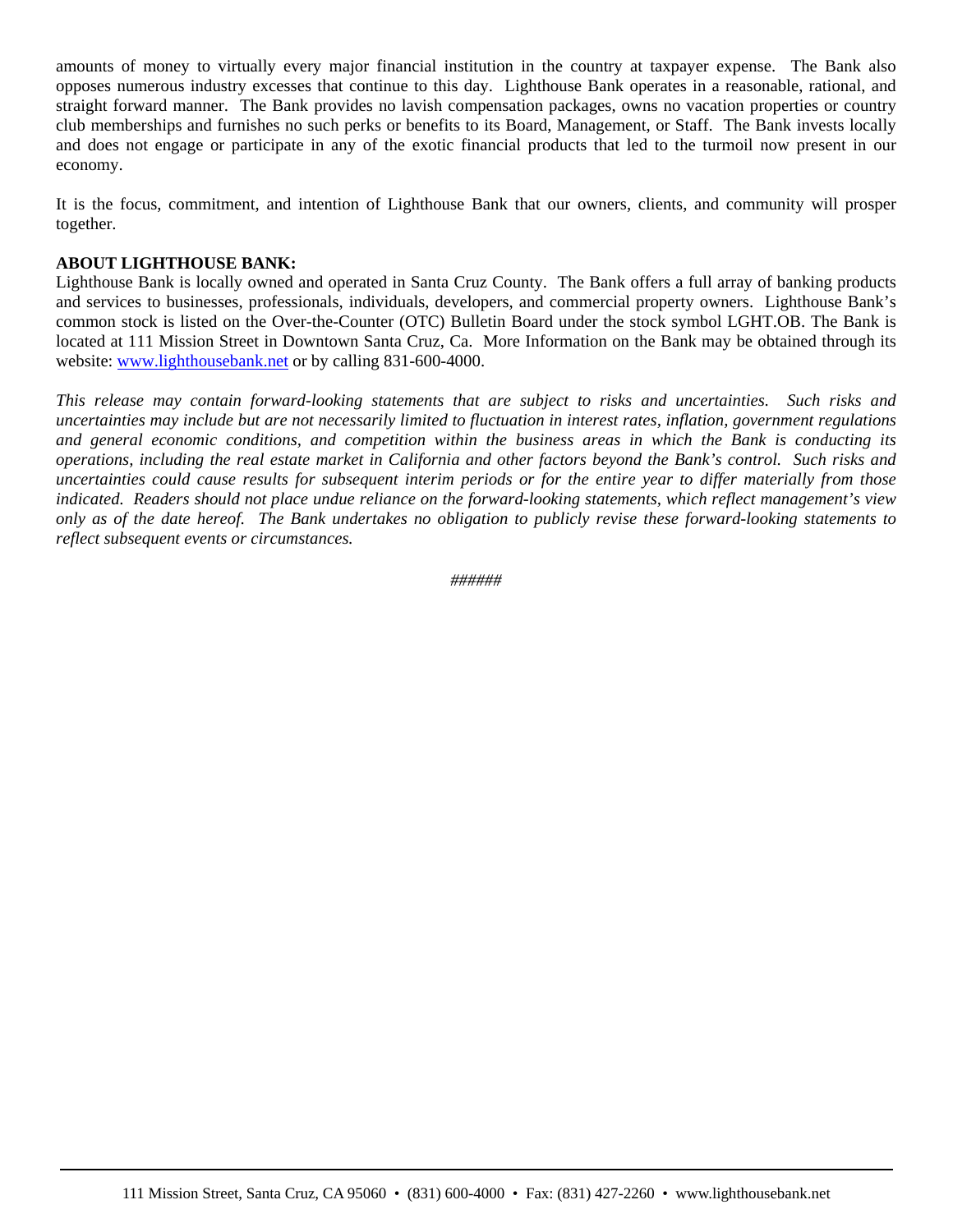amounts of money to virtually every major financial institution in the country at taxpayer expense. The Bank also opposes numerous industry excesses that continue to this day. Lighthouse Bank operates in a reasonable, rational, and straight forward manner. The Bank provides no lavish compensation packages, owns no vacation properties or country club memberships and furnishes no such perks or benefits to its Board, Management, or Staff. The Bank invests locally and does not engage or participate in any of the exotic financial products that led to the turmoil now present in our economy.

It is the focus, commitment, and intention of Lighthouse Bank that our owners, clients, and community will prosper together.

**ABOUT LIGHTHOUSE BANK:**
Lighthouse Bank is locally owned and operated in Santa Cruz County. The Bank offers a full array of banking products and services to businesses, professionals, individuals, developers, and commercial property owners. Lighthouse Bank's common stock is listed on the Over-the-Counter (OTC) Bulletin Board under the stock symbol LGHT.OB. The Bank is located at 111 Mission Street in Downtown Santa Cruz, Ca. More Information on the Bank may be obtained through its website: [www.lighthousebank.net](http://www.lighthousebank.net) or by calling 831-600-4000.

*This release may contain forward-looking statements that are subject to risks and uncertainties. Such risks and uncertainties may include but are not necessarily limited to fluctuation in interest rates, inflation, government regulations and general economic conditions, and competition within the business areas in which the Bank is conducting its operations, including the real estate market in California and other factors beyond the Bank's control. Such risks and uncertainties could cause results for subsequent interim periods or for the entire year to differ materially from those indicated. Readers should not place undue reliance on the forward-looking statements, which reflect management's view only as of the date hereof. The Bank undertakes no obligation to publicly revise these forward-looking statements to reflect subsequent events or circumstances.*

######

111 Mission Street, Santa Cruz, CA 95060 • (831) 600-4000 • Fax: (831) 427-2260 • www.lighthousebank.net